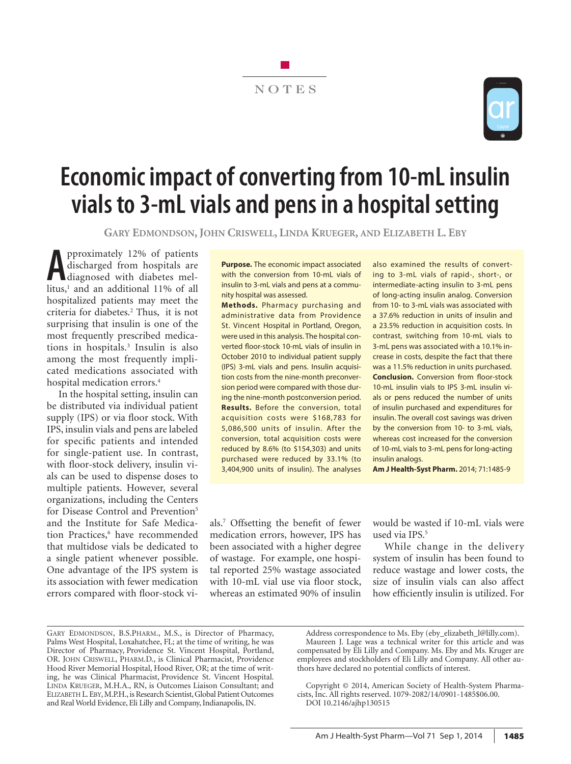NOTES

# Economic impact of converting from 10-mL insulin vials to 3-mL vials and pens in a hospital setting

GARY EDMONDSON, JOHN CRISWELL, LINDA KRUEGER, AND ELIZABETH L. EBY

**Purpose.** The economic impact associated with the conversion from 10-mL vials of insulin to 3-mL vials and pens at a community hospital was assessed.

**Methods.** Pharmacy purchasing and administrative data from Providence St. Vincent Hospital in Portland, Oregon, were used in this analysis. The hospital converted floor-stock 10-mL vials of insulin in October 2010 to individual patient supply (IPS) 3-mL vials and pens. Insulin acquisition costs from the nine-month preconversion period were compared with those during the nine-month postconversion period.

**Results.** Before the conversion, total acquisition costs were $168,783 for 5,086,500 units of insulin. After the conversion, total acquisition costs were reduced by 8.6% (to $154,303) and units purchased were reduced by 33.1% (to 3,404,900 units of insulin). The analyses also examined the results of converting to 3-mL vials of rapid-, short-, or intermediate-acting insulin to 3-mL pens of long-acting insulin analog. Conversion from 10- to 3-mL vials was associated with a 37.6% reduction in units of insulin and a 23.5% reduction in acquisition costs. In contrast, switching from 10-mL vials to 3-mL pens was associated with a 10.1% increase in costs, despite the fact that there was a 11.5% reduction in units purchased.

**Conclusion.** Conversion from floor-stock 10-mL insulin vials to IPS 3-mL insulin vials or pens reduced the number of units of insulin purchased and expenditures for insulin. The overall cost savings was driven by the conversion from 10- to 3-mL vials, whereas cost increased for the conversion of 10-mL vials to 3-mL pens for long-acting insulin analogs.

**Am J Health-Syst Pharm.** 2014; 71:1485-9

Approximately 12% of patients discharged from hospitals are diagnosed with diabetes mellitus,[1] and an additional 11% of all hospitalized patients may meet the criteria for diabetes.[2] Thus, it is not surprising that insulin is one of the most frequently prescribed medications in hospitals.[3] Insulin is also among the most frequently implicated medications associated with hospital medication errors.[4]

In the hospital setting, insulin can be distributed via individual patient supply (IPS) or via floor stock. With IPS, insulin vials and pens are labeled for specific patients and intended for single-patient use. In contrast, with floor-stock delivery, insulin vials can be used to dispense doses to multiple patients. However, several organizations, including the Centers for Disease Control and Prevention[5] and the Institute for Safe Medication Practices,[6] have recommended that multidose vials be dedicated to a single patient whenever possible. One advantage of the IPS system is its association with fewer medication errors compared with floor-stock vials.[7] Offsetting the benefit of fewer medication errors, however, IPS has been associated with a higher degree of wastage. For example, one hospital reported 25% wastage associated with 10-mL vial use via floor stock, whereas an estimated 90% of insulin would be wasted if 10-mL vials were used via IPS.[5]

While change in the delivery system of insulin has been found to reduce wastage and lower costs, the size of insulin vials can also affect how efficiently insulin is utilized. For

GARY EDMONDSON, B.S.PHARM., M.S., is Director of Pharmacy, Palms West Hospital, Loxahatchee, FL; at the time of writing, he was Director of Pharmacy, Providence St. Vincent Hospital, Portland, OR. JOHN CRISWELL, PHARM.D., is Clinical Pharmacist, Providence Hood River Memorial Hospital, Hood River, OR; at the time of writing, he was Clinical Pharmacist, Providence St. Vincent Hospital. LINDA KRUEGER, M.H.A., RN, is Outcomes Liaison Consultant; and ELIZABETH L. EBY, M.P.H., is Research Scientist, Global Patient Outcomes and Real World Evidence, Eli Lilly and Company, Indianapolis, IN.

Address correspondence to Ms. Eby (eby_elizabeth_l@lilly.com).

Maureen J. Lage was a technical writer for this article and was compensated by Eli Lilly and Company. Ms. Eby and Ms. Kruger are employees and stockholders of Eli Lilly and Company. All other authors have declared no potential conflicts of interest.

Copyright © 2014, American Society of Health-System Pharmacists, Inc. All rights reserved. 1079-2082/14/0901-1485$06.00.

DOI 10.2146/ajhp130515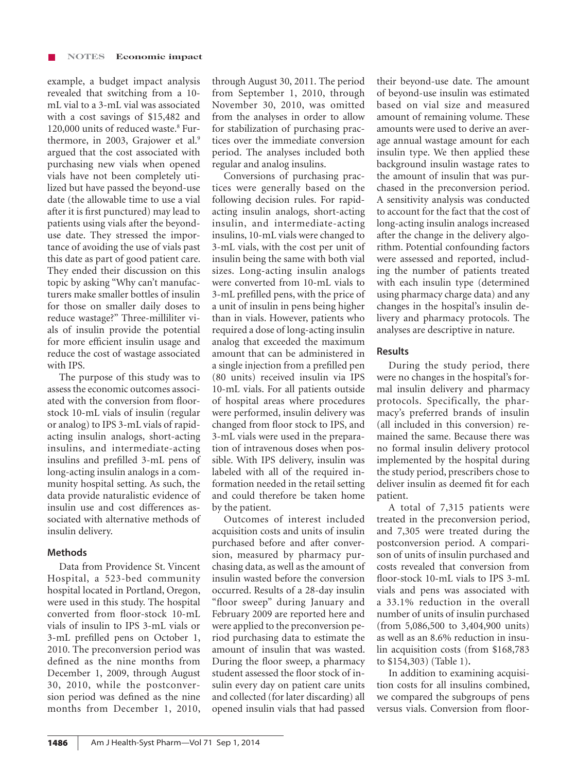example, a budget impact analysis revealed that switching from a 10-mL vial to a 3-mL vial was associated with a cost savings of $15,482 and 120,000 units of reduced waste.[8] Furthermore, in 2003, Grajower et al.[9] argued that the cost associated with purchasing new vials when opened vials have not been completely utilized but have passed the beyond-use date (the allowable time to use a vial after it is first punctured) may lead to patients using vials after the beyond-use date. They stressed the importance of avoiding the use of vials past this date as part of good patient care. They ended their discussion on this topic by asking "Why can't manufacturers make smaller bottles of insulin for those on smaller daily doses to reduce wastage?" Three-milliliter vials of insulin provide the potential for more efficient insulin usage and reduce the cost of wastage associated with IPS.

The purpose of this study was to assess the economic outcomes associated with the conversion from floor-stock 10-mL vials of insulin (regular or analog) to IPS 3-mL vials of rapid-acting insulin analogs, short-acting insulins, and intermediate-acting insulins and prefilled 3-mL pens of long-acting insulin analogs in a community hospital setting. As such, the data provide naturalistic evidence of insulin use and cost differences associated with alternative methods of insulin delivery.

## Methods

Data from Providence St. Vincent Hospital, a 523-bed community hospital located in Portland, Oregon, were used in this study. The hospital converted from floor-stock 10-mL vials of insulin to IPS 3-mL vials or 3-mL prefilled pens on October 1, 2010. The preconversion period was defined as the nine months from December 1, 2009, through August 30, 2010, while the postconversion period was defined as the nine months from December 1, 2010, through August 30, 2011. The period from September 1, 2010, through November 30, 2010, was omitted from the analyses in order to allow for stabilization of purchasing practices over the immediate conversion period. The analyses included both regular and analog insulins.

Conversions of purchasing practices were generally based on the following decision rules. For rapid-acting insulin analogs, short-acting insulin, and intermediate-acting insulins, 10-mL vials were changed to 3-mL vials, with the cost per unit of insulin being the same with both vial sizes. Long-acting insulin analogs were converted from 10-mL vials to 3-mL prefilled pens, with the price of a unit of insulin in pens being higher than in vials. However, patients who required a dose of long-acting insulin analog that exceeded the maximum amount that can be administered in a single injection from a prefilled pen (80 units) received insulin via IPS 10-mL vials. For all patients outside of hospital areas where procedures were performed, insulin delivery was changed from floor stock to IPS, and 3-mL vials were used in the preparation of intravenous doses when possible. With IPS delivery, insulin was labeled with all of the required information needed in the retail setting and could therefore be taken home by the patient.

Outcomes of interest included acquisition costs and units of insulin purchased before and after conversion, measured by pharmacy purchasing data, as well as the amount of insulin wasted before the conversion occurred. Results of a 28-day insulin "floor sweep" during January and February 2009 are reported here and were applied to the preconversion period purchasing data to estimate the amount of insulin that was wasted. During the floor sweep, a pharmacy student assessed the floor stock of insulin every day on patient care units and collected (for later discarding) all opened insulin vials that had passed their beyond-use date. The amount of beyond-use insulin was estimated based on vial size and measured amount of remaining volume. These amounts were used to derive an average annual wastage amount for each insulin type. We then applied these background insulin wastage rates to the amount of insulin that was purchased in the preconversion period. A sensitivity analysis was conducted to account for the fact that the cost of long-acting insulin analogs increased after the change in the delivery algorithm. Potential confounding factors were assessed and reported, including the number of patients treated with each insulin type (determined using pharmacy charge data) and any changes in the hospital's insulin delivery and pharmacy protocols. The analyses are descriptive in nature.

## Results

During the study period, there were no changes in the hospital's formal insulin delivery and pharmacy protocols. Specifically, the pharmacy's preferred brands of insulin (all included in this conversion) remained the same. Because there was no formal insulin delivery protocol implemented by the hospital during the study period, prescribers chose to deliver insulin as deemed fit for each patient.

A total of 7,315 patients were treated in the preconversion period, and 7,305 were treated during the postconversion period. A comparison of units of insulin purchased and costs revealed that conversion from floor-stock 10-mL vials to IPS 3-mL vials and pens was associated with a 33.1% reduction in the overall number of units of insulin purchased (from 5,086,500 to 3,404,900 units) as well as an 8.6% reduction in insulin acquisition costs (from $168,783 to $154,303) (Table 1).

In addition to examining acquisition costs for all insulins combined, we compared the subgroups of pens versus vials. Conversion from floor-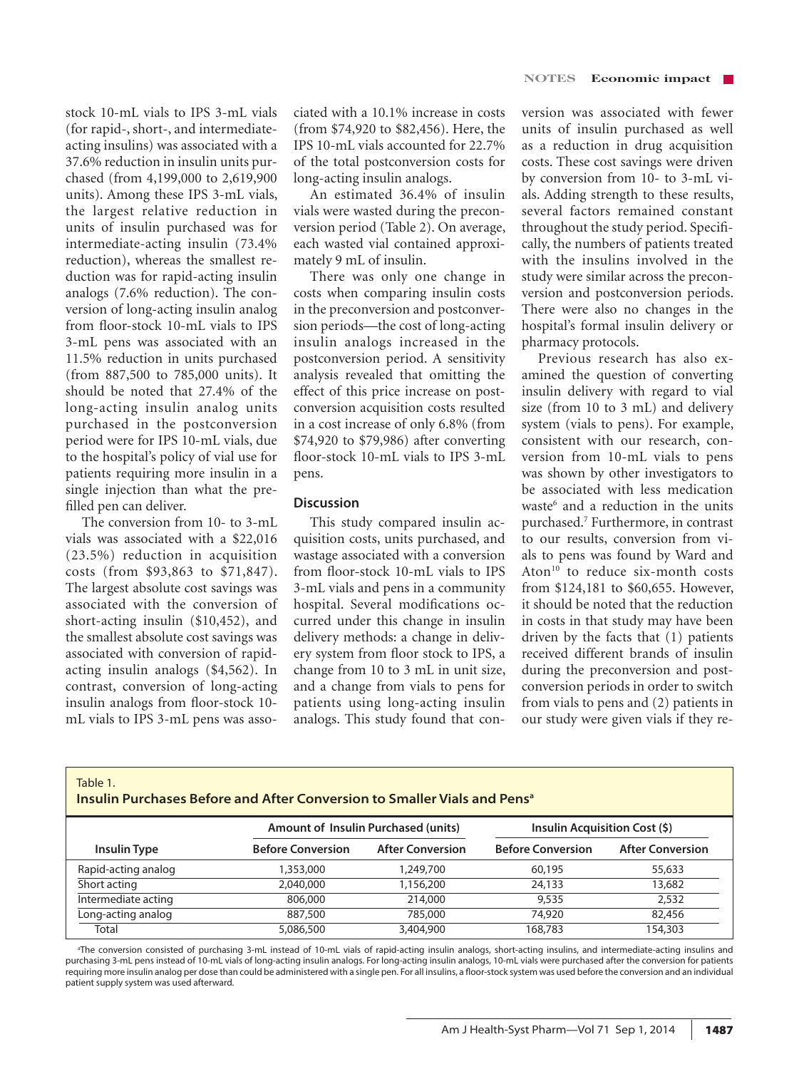stock 10-mL vials to IPS 3-mL vials (for rapid-, short-, and intermediate-acting insulins) was associated with a 37.6% reduction in insulin units purchased (from 4,199,000 to 2,619,900 units). Among these IPS 3-mL vials, the largest relative reduction in units of insulin purchased was for intermediate-acting insulin (73.4% reduction), whereas the smallest reduction was for rapid-acting insulin analogs (7.6% reduction). The conversion of long-acting insulin analog from floor-stock 10-mL vials to IPS 3-mL pens was associated with an 11.5% reduction in units purchased (from 887,500 to 785,000 units). It should be noted that 27.4% of the long-acting insulin analog units purchased in the postconversion period were for IPS 10-mL vials, due to the hospital's policy of vial use for patients requiring more insulin in a single injection than what the prefilled pen can deliver.

The conversion from 10- to 3-mL vials was associated with a $22,016 (23.5%) reduction in acquisition costs (from $93,863 to $71,847). The largest absolute cost savings was associated with the conversion of short-acting insulin ($10,452), and the smallest absolute cost savings was associated with conversion of rapid-acting insulin analogs ($4,562). In contrast, conversion of long-acting insulin analogs from floor-stock 10-mL vials to IPS 3-mL pens was associated with a 10.1% increase in costs (from $74,920 to $82,456). Here, the IPS 10-mL vials accounted for 22.7% of the total postconversion costs for long-acting insulin analogs.

An estimated 36.4% of insulin vials were wasted during the preconversion period (Table 2). On average, each wasted vial contained approximately 9 mL of insulin.

There was only one change in costs when comparing insulin costs in the preconversion and postconversion periods—the cost of long-acting insulin analogs increased in the postconversion period. A sensitivity analysis revealed that omitting the effect of this price increase on postconversion acquisition costs resulted in a cost increase of only 6.8% (from $74,920 to $79,986) after converting floor-stock 10-mL vials to IPS 3-mL pens.

## Discussion

This study compared insulin acquisition costs, units purchased, and wastage associated with a conversion from floor-stock 10-mL vials to IPS 3-mL vials and pens in a community hospital. Several modifications occurred under this change in insulin delivery methods: a change in delivery system from floor stock to IPS, a change from 10 to 3 mL in unit size, and a change from vials to pens for patients using long-acting insulin analogs. This study found that conversion was associated with fewer units of insulin purchased as well as a reduction in drug acquisition costs. These cost savings were driven by conversion from 10- to 3-mL vials. Adding strength to these results, several factors remained constant throughout the study period. Specifically, the numbers of patients treated with the insulins involved in the study were similar across the preconversion and postconversion periods. There were also no changes in the hospital's formal insulin delivery or pharmacy protocols.

Previous research has also examined the question of converting insulin delivery with regard to vial size (from 10 to 3 mL) and delivery system (vials to pens). For example, consistent with our research, conversion from 10-mL vials to pens was shown by other investigators to be associated with less medication waste[6] and a reduction in the units purchased.[7] Furthermore, in contrast to our results, conversion from vials to pens was found by Ward and Aton[10] to reduce six-month costs from $124,181 to $60,655. However, it should be noted that the reduction in costs in that study may have been driven by the facts that (1) patients received different brands of insulin during the preconversion and postconversion periods in order to switch from vials to pens and (2) patients in our study were given vials if they re-

Table 1.
**Insulin Purchases Before and After Conversion to Smaller Vials and Pens[a]**

| Insulin Type | Amount of Insulin Purchased (units) | | Insulin Acquisition Cost ($) | |
|---|---|---|---|---|
| | Before Conversion | After Conversion | Before Conversion | After Conversion |
| Rapid-acting analog | 1,353,000 | 1,249,700 | 60,195 | 55,633 |
| Short acting | 2,040,000 | 1,156,200 | 24,133 | 13,682 |
| Intermediate acting | 806,000 | 214,000 | 9,535 | 2,532 |
| Long-acting analog | 887,500 | 785,000 | 74,920 | 82,456 |
| Total | 5,086,500 | 3,404,900 | 168,783 | 154,303 |

[a]The conversion consisted of purchasing 3-mL instead of 10-mL vials of rapid-acting insulin analogs, short-acting insulins, and intermediate-acting insulins and purchasing 3-mL pens instead of 10-mL vials of long-acting insulin analogs. For long-acting insulin analogs, 10-mL vials were purchased after the conversion for patients requiring more insulin analog per dose than could be administered with a single pen. For all insulins, a floor-stock system was used before the conversion and an individual patient supply system was used afterward.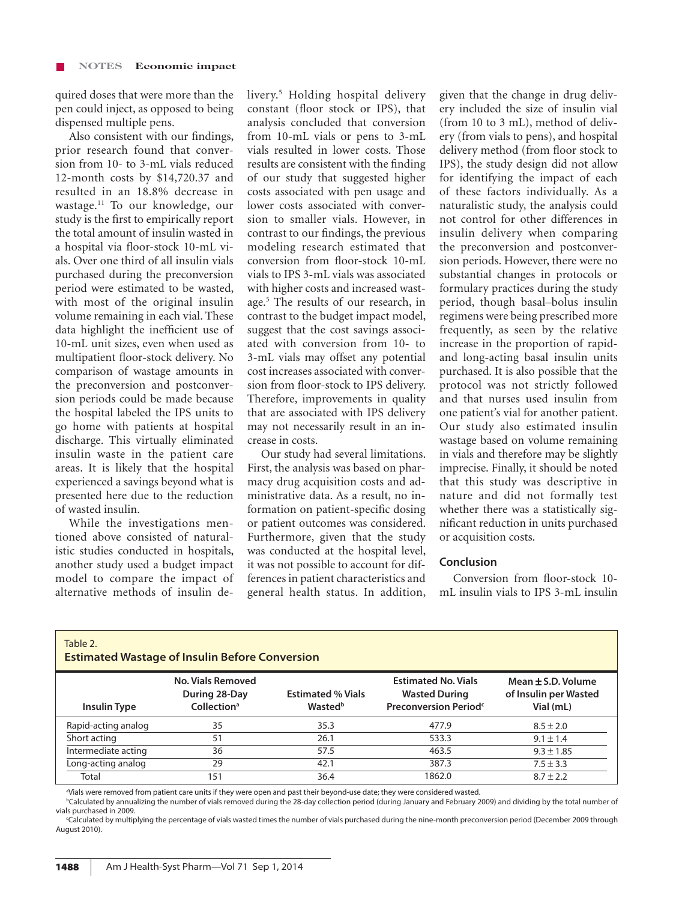quired doses that were more than the pen could inject, as opposed to being dispensed multiple pens.

Also consistent with our findings, prior research found that conversion from 10- to 3-mL vials reduced 12-month costs by $14,720.37 and resulted in an 18.8% decrease in wastage.[11] To our knowledge, our study is the first to empirically report the total amount of insulin wasted in a hospital via floor-stock 10-mL vials. Over one third of all insulin vials purchased during the preconversion period were estimated to be wasted, with most of the original insulin volume remaining in each vial. These data highlight the inefficient use of 10-mL unit sizes, even when used as multipatient floor-stock delivery. No comparison of wastage amounts in the preconversion and postconversion periods could be made because the hospital labeled the IPS units to go home with patients at hospital discharge. This virtually eliminated insulin waste in the patient care areas. It is likely that the hospital experienced a savings beyond what is presented here due to the reduction of wasted insulin.

While the investigations mentioned above consisted of naturalistic studies conducted in hospitals, another study used a budget impact model to compare the impact of alternative methods of insulin delivery.[5] Holding hospital delivery constant (floor stock or IPS), that analysis concluded that conversion from 10-mL vials or pens to 3-mL vials resulted in lower costs. Those results are consistent with the finding of our study that suggested higher costs associated with pen usage and lower costs associated with conversion to smaller vials. However, in contrast to our findings, the previous modeling research estimated that conversion from floor-stock 10-mL vials to IPS 3-mL vials was associated with higher costs and increased wastage.[5] The results of our research, in contrast to the budget impact model, suggest that the cost savings associated with conversion from 10- to 3-mL vials may offset any potential cost increases associated with conversion from floor-stock to IPS delivery. Therefore, improvements in quality that are associated with IPS delivery may not necessarily result in an increase in costs.

Our study had several limitations. First, the analysis was based on pharmacy drug acquisition costs and administrative data. As a result, no information on patient-specific dosing or patient outcomes was considered. Furthermore, given that the study was conducted at the hospital level, it was not possible to account for differences in patient characteristics and general health status. In addition, given that the change in drug delivery included the size of insulin vial (from 10 to 3 mL), method of delivery (from vials to pens), and hospital delivery method (from floor stock to IPS), the study design did not allow for identifying the impact of each of these factors individually. As a naturalistic study, the analysis could not control for other differences in insulin delivery when comparing the preconversion and postconversion periods. However, there were no substantial changes in protocols or formulary practices during the study period, though basal–bolus insulin regimens were being prescribed more frequently, as seen by the relative increase in the proportion of rapid- and long-acting basal insulin units purchased. It is also possible that the protocol was not strictly followed and that nurses used insulin from one patient's vial for another patient. Our study also estimated insulin wastage based on volume remaining in vials and therefore may be slightly imprecise. Finally, it should be noted that this study was descriptive in nature and did not formally test whether there was a statistically significant reduction in units purchased or acquisition costs.

## Conclusion

Conversion from floor-stock 10-mL insulin vials to IPS 3-mL insulin

**Table 2. Estimated Wastage of Insulin Before Conversion**

| Insulin Type | No. Vials Removed During 28-Day Collection[a] | Estimated % Vials Wasted[b] | Estimated No. Vials Wasted During Preconversion Period[c] | Mean ± S.D. Volume of Insulin per Wasted Vial (mL) |
|---|---|---|---|---|
| Rapid-acting analog | 35 | 35.3 | 477.9 | 8.5 ± 2.0 |
| Short acting | 51 | 26.1 | 533.3 | 9.1 ± 1.4 |
| Intermediate acting | 36 | 57.5 | 463.5 | 9.3 ± 1.85 |
| Long-acting analog | 29 | 42.1 | 387.3 | 7.5 ± 3.3 |
| Total | 151 | 36.4 | 1862.0 | 8.7 ± 2.2 |

[a]Vials were removed from patient care units if they were open and past their beyond-use date; they were considered wasted.

[b]Calculated by annualizing the number of vials removed during the 28-day collection period (during January and February 2009) and dividing by the total number of vials purchased in 2009.

[c]Calculated by multiplying the percentage of vials wasted times the number of vials purchased during the nine-month preconversion period (December 2009 through August 2010).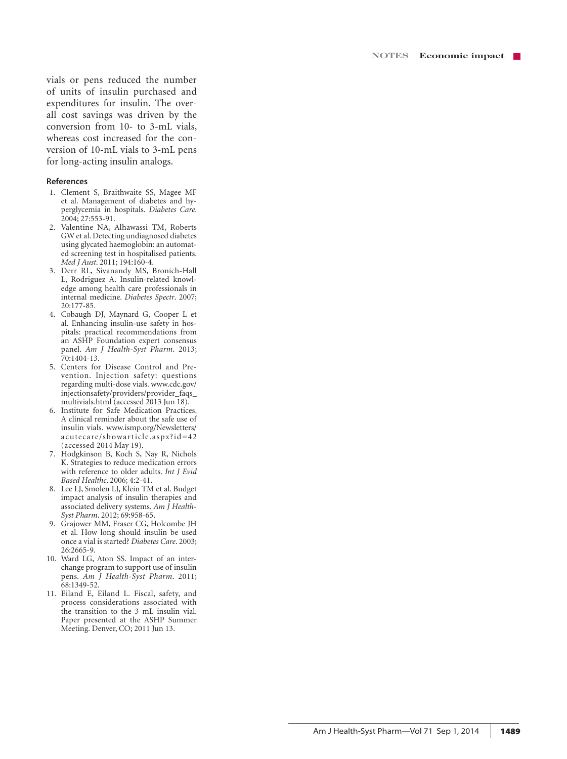vials or pens reduced the number of units of insulin purchased and expenditures for insulin. The overall cost savings was driven by the conversion from 10- to 3-mL vials, whereas cost increased for the conversion of 10-mL vials to 3-mL pens for long-acting insulin analogs.

## References

1. Clement S, Braithwaite SS, Magee MF et al. Management of diabetes and hyperglycemia in hospitals. *Diabetes Care*. 2004; 27:553-91.
2. Valentine NA, Alhawassi TM, Roberts GW et al. Detecting undiagnosed diabetes using glycated haemoglobin: an automated screening test in hospitalised patients. *Med J Aust*. 2011; 194:160-4.
3. Derr RL, Sivanandy MS, Bronich-Hall L, Rodriguez A. Insulin-related knowledge among health care professionals in internal medicine. *Diabetes Spectr*. 2007; 20:177-85.
4. Cobaugh DJ, Maynard G, Cooper L et al. Enhancing insulin-use safety in hospitals: practical recommendations from an ASHP Foundation expert consensus panel. *Am J Health-Syst Pharm*. 2013; 70:1404-13.
5. Centers for Disease Control and Prevention. Injection safety: questions regarding multi-dose vials. www.cdc.gov/injectionsafety/providers/provider_faqs_multivials.html (accessed 2013 Jun 18).
6. Institute for Safe Medication Practices. A clinical reminder about the safe use of insulin vials. www.ismp.org/Newsletters/acutecare/showarticle.aspx?id=42 (accessed 2014 May 19).
7. Hodgkinson B, Koch S, Nay R, Nichols K. Strategies to reduce medication errors with reference to older adults. *Int J Evid Based Healthc*. 2006; 4:2-41.
8. Lee LJ, Smolen LJ, Klein TM et al. Budget impact analysis of insulin therapies and associated delivery systems. *Am J Health-Syst Pharm*. 2012; 69:958-65.
9. Grajower MM, Fraser CG, Holcombe JH et al. How long should insulin be used once a vial is started? *Diabetes Care*. 2003; 26:2665-9.
10. Ward LG, Aton SS. Impact of an interchange program to support use of insulin pens. *Am J Health-Syst Pharm*. 2011; 68:1349-52.
11. Eiland E, Eiland L. Fiscal, safety, and process considerations associated with the transition to the 3 mL insulin vial. Paper presented at the ASHP Summer Meeting. Denver, CO; 2011 Jun 13.